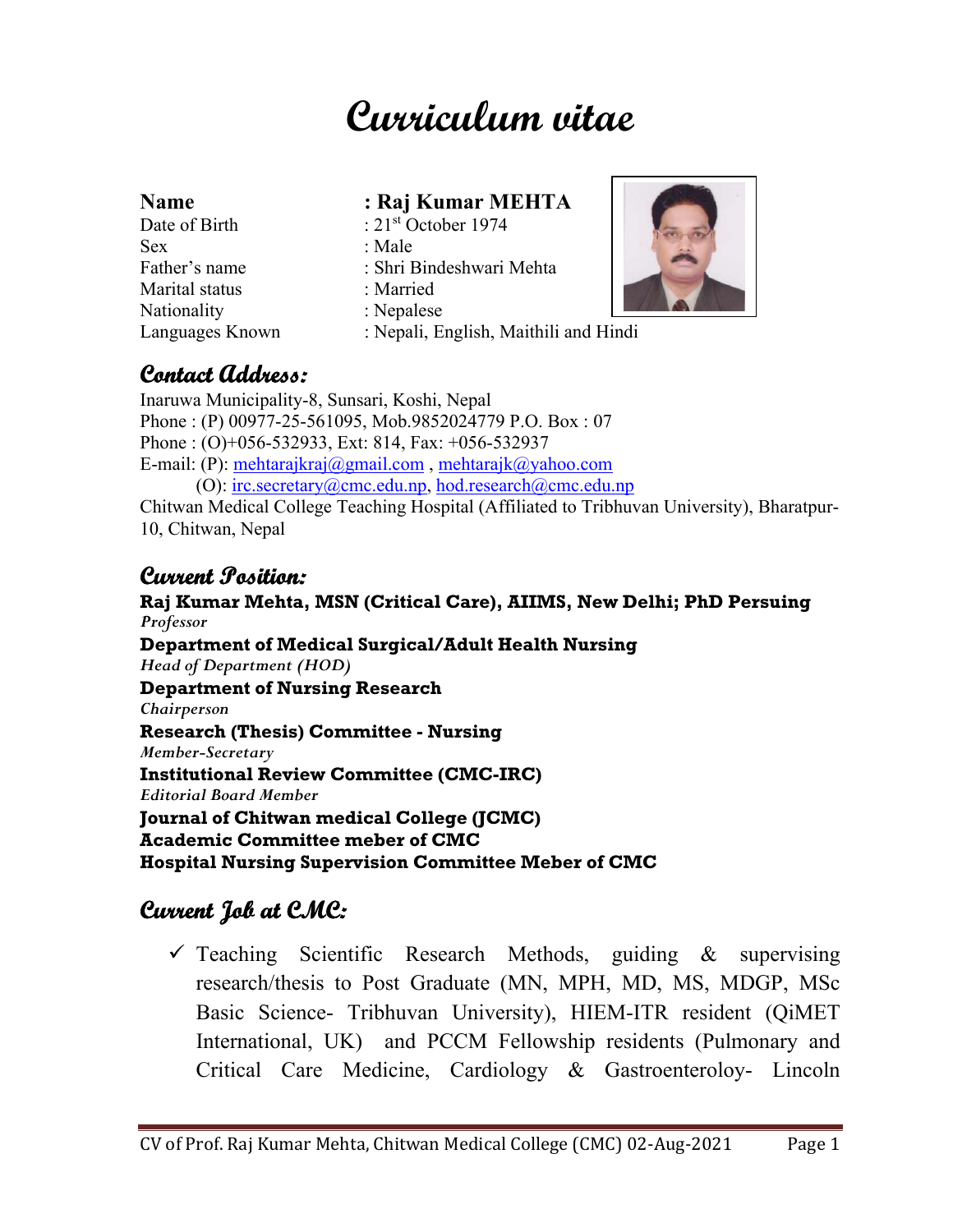# Curriculum vitae

| | |
|---|---|
| **Name** | **: Raj Kumar MEHTA** |
| Date of Birth | : 21st October 1974 |
| Sex | : Male |
| Father's name | : Shri Bindeshwari Mehta |
| Marital status | : Married |
| Nationality | : Nepalese |
| Languages Known | : Nepali, English, Maithili and Hindi |

## Contact Address:

Inaruwa Municipality-8, Sunsari, Koshi, Nepal
Phone : (P) 00977-25-561095, Mob.9852024779 P.O. Box : 07
Phone : (O)+056-532933, Ext: 814, Fax: +056-532937
E-mail: (P): mehtarajkraj@gmail.com , mehtarajk@yahoo.com
(O): irc.secretary@cmc.edu.np, hod.research@cmc.edu.np
Chitwan Medical College Teaching Hospital (Affiliated to Tribhuvan University), Bharatpur-10, Chitwan, Nepal

## Current Position:

**Raj Kumar Mehta, MSN (Critical Care), AIIMS, New Delhi; PhD Persuing**
*Professor*
**Department of Medical Surgical/Adult Health Nursing**
*Head of Department (HOD)*
**Department of Nursing Research**
*Chairperson*
**Research (Thesis) Committee - Nursing**
*Member-Secretary*
**Institutional Review Committee (CMC-IRC)**
*Editorial Board Member*
**Journal of Chitwan medical College (JCMC)**
**Academic Committee meber of CMC**
**Hospital Nursing Supervision Committee Meber of CMC**

## Current Job at CMC:

- ✓ Teaching Scientific Research Methods, guiding & supervising research/thesis to Post Graduate (MN, MPH, MD, MS, MDGP, MSc Basic Science- Tribhuvan University), HIEM-ITR resident (QiMET International, UK) and PCCM Fellowship residents (Pulmonary and Critical Care Medicine, Cardiology & Gastroenteroloy- Lincoln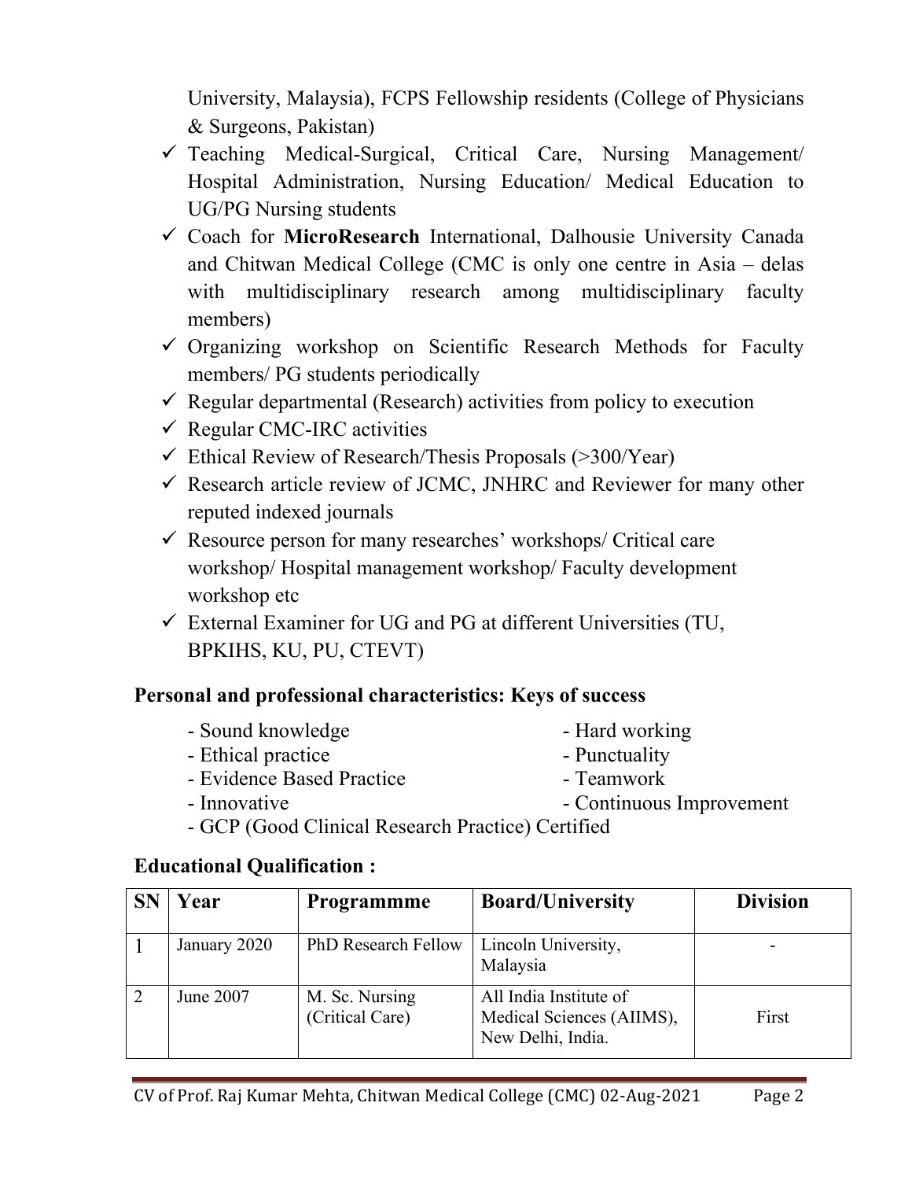University, Malaysia), FCPS Fellowship residents (College of Physicians & Surgeons, Pakistan)

- ✓ Teaching Medical-Surgical, Critical Care, Nursing Management/ Hospital Administration, Nursing Education/ Medical Education to UG/PG Nursing students
- ✓ Coach for **MicroResearch** International, Dalhousie University Canada and Chitwan Medical College (CMC is only one centre in Asia – delas with multidisciplinary research among multidisciplinary faculty members)
- ✓ Organizing workshop on Scientific Research Methods for Faculty members/ PG students periodically
- ✓ Regular departmental (Research) activities from policy to execution
- ✓ Regular CMC-IRC activities
- ✓ Ethical Review of Research/Thesis Proposals (>300/Year)
- ✓ Research article review of JCMC, JNHRC and Reviewer for many other reputed indexed journals
- ✓ Resource person for many researches' workshops/ Critical care workshop/ Hospital management workshop/ Faculty development workshop etc
- ✓ External Examiner for UG and PG at different Universities (TU, BPKIHS, KU, PU, CTEVT)

## Personal and professional characteristics: Keys of success

- Sound knowledge
- Hard working
- Ethical practice
- Punctuality
- Evidence Based Practice
- Teamwork
- Innovative
- Continuous Improvement
- GCP (Good Clinical Research Practice) Certified

## Educational Qualification :

| SN | Year | Programmme | Board/University | Division |
|---|---|---|---|---|
| 1 | January 2020 | PhD Research Fellow | Lincoln University, Malaysia | - |
| 2 | June 2007 | M. Sc. Nursing (Critical Care) | All India Institute of Medical Sciences (AIIMS), New Delhi, India. | First |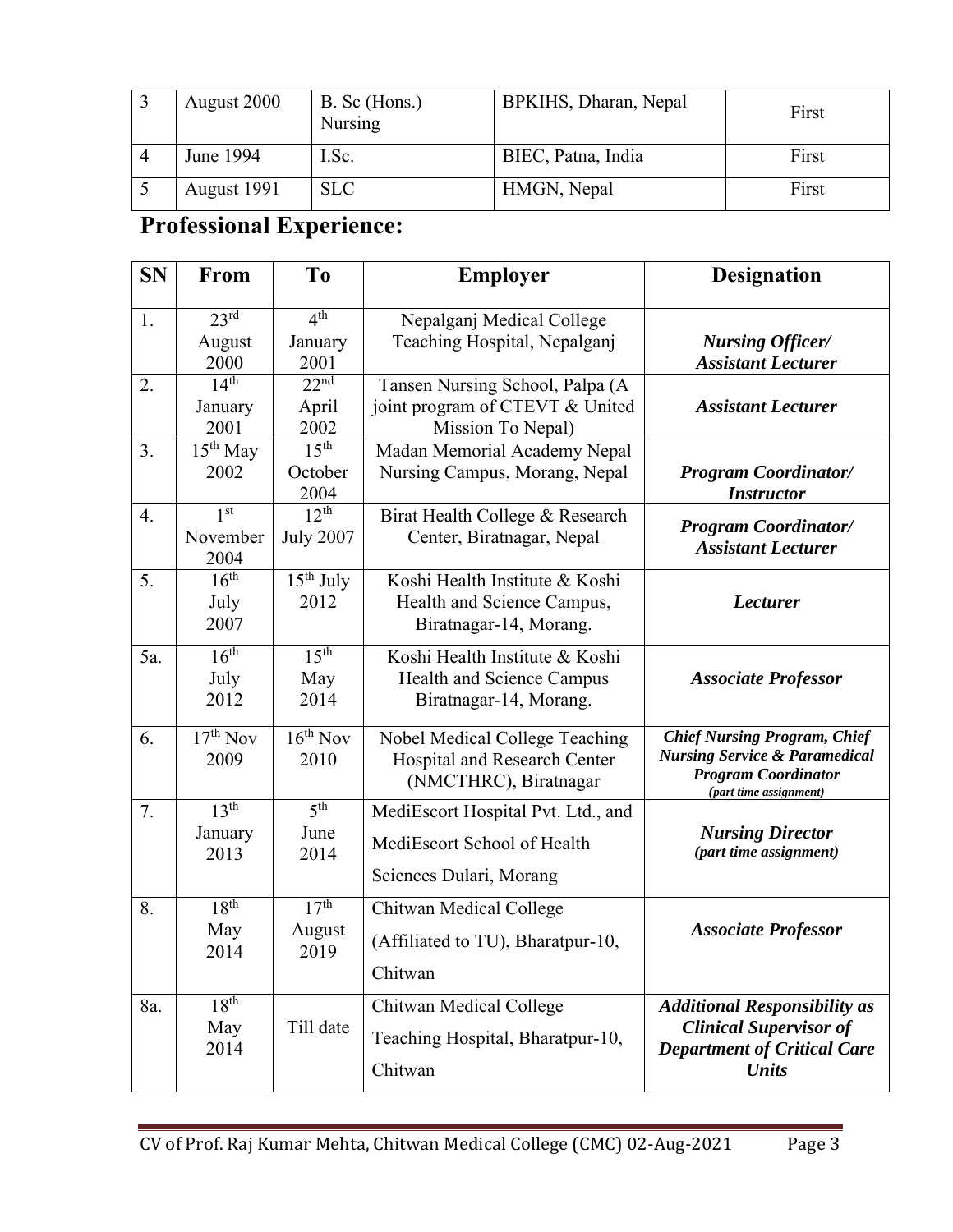| 3 | August 2000 | B. Sc (Hons.) Nursing | BPKIHS, Dharan, Nepal | First |
|---|---|---|---|---|
| 4 | June 1994 | I.Sc. | BIEC, Patna, India | First |
| 5 | August 1991 | SLC | HMGN, Nepal | First |

## Professional Experience:

| SN | From | To | Employer | Designation |
|---|---|---|---|---|
| 1. | 23rd August 2000 | 4th January 2001 | Nepalganj Medical College Teaching Hospital, Nepalganj | ***Nursing Officer/ Assistant Lecturer*** |
| 2. | 14th January 2001 | 22nd April 2002 | Tansen Nursing School, Palpa (A joint program of CTEVT & United Mission To Nepal) | ***Assistant Lecturer*** |
| 3. | 15th May 2002 | 15th October 2004 | Madan Memorial Academy Nepal Nursing Campus, Morang, Nepal | ***Program Coordinator/ Instructor*** |
| 4. | 1st November 2004 | 12th July 2007 | Birat Health College & Research Center, Biratnagar, Nepal | ***Program Coordinator/ Assistant Lecturer*** |
| 5. | 16th July 2007 | 15th July 2012 | Koshi Health Institute & Koshi Health and Science Campus, Biratnagar-14, Morang. | ***Lecturer*** |
| 5a. | 16th July 2012 | 15th May 2014 | Koshi Health Institute & Koshi Health and Science Campus Biratnagar-14, Morang. | ***Associate Professor*** |
| 6. | 17th Nov 2009 | 16th Nov 2010 | Nobel Medical College Teaching Hospital and Research Center (NMCTHRC), Biratnagar | ***Chief Nursing Program, Chief Nursing Service & Paramedical Program Coordinator*** ***(part time assignment)*** |
| 7. | 13th January 2013 | 5th June 2014 | MediEscort Hospital Pvt. Ltd., and MediEscort School of Health Sciences Dulari, Morang | ***Nursing Director*** ***(part time assignment)*** |
| 8. | 18th May 2014 | 17th August 2019 | Chitwan Medical College (Affiliated to TU), Bharatpur-10, Chitwan | ***Associate Professor*** |
| 8a. | 18th May 2014 | Till date | Chitwan Medical College Teaching Hospital, Bharatpur-10, Chitwan | ***Additional Responsibility as Clinical Supervisor of Department of Critical Care Units*** |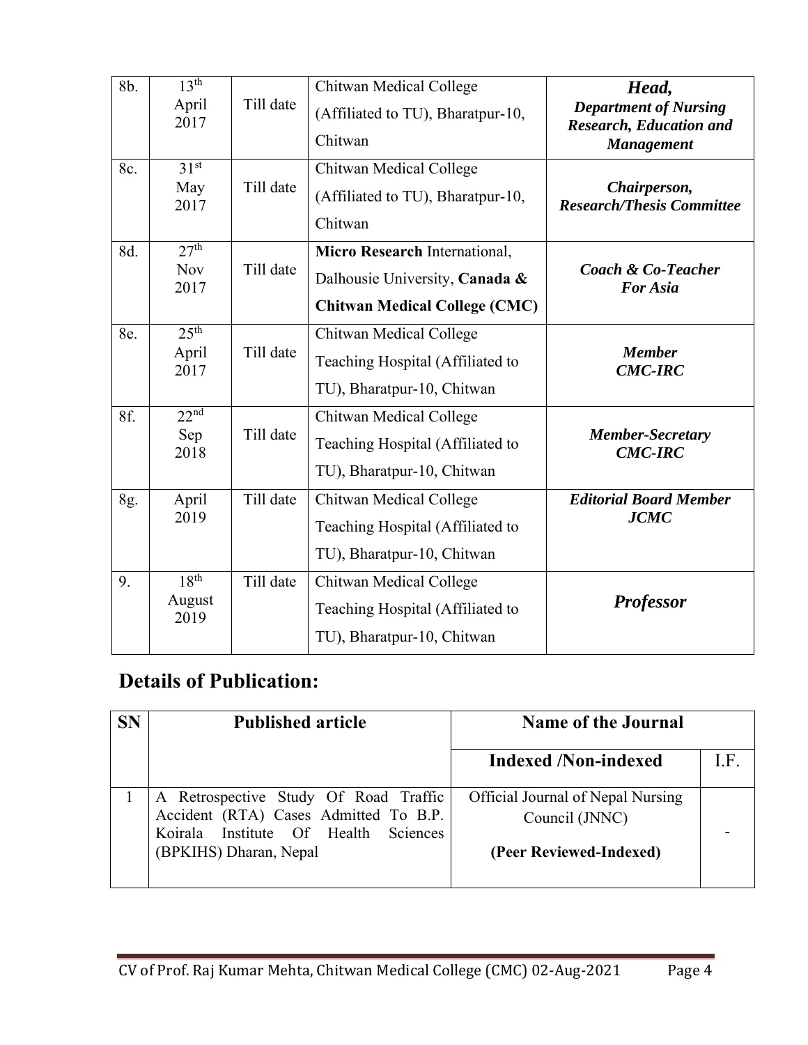| 8b. | 13th April 2017 | Till date | Chitwan Medical College (Affiliated to TU), Bharatpur-10, Chitwan | ***Head, Department of Nursing Research, Education and Management*** |
|---|---|---|---|---|
| 8c. | 31st May 2017 | Till date | Chitwan Medical College (Affiliated to TU), Bharatpur-10, Chitwan | ***Chairperson, Research/Thesis Committee*** |
| 8d. | 27th Nov 2017 | Till date | **Micro Research** International, Dalhousie University, **Canada & Chitwan Medical College (CMC)** | ***Coach & Co-Teacher For Asia*** |
| 8e. | 25th April 2017 | Till date | Chitwan Medical College Teaching Hospital (Affiliated to TU), Bharatpur-10, Chitwan | ***Member CMC-IRC*** |
| 8f. | 22nd Sep 2018 | Till date | Chitwan Medical College Teaching Hospital (Affiliated to TU), Bharatpur-10, Chitwan | ***Member-Secretary CMC-IRC*** |
| 8g. | April 2019 | Till date | Chitwan Medical College Teaching Hospital (Affiliated to TU), Bharatpur-10, Chitwan | ***Editorial Board Member JCMC*** |
| 9. | 18th August 2019 | Till date | Chitwan Medical College Teaching Hospital (Affiliated to TU), Bharatpur-10, Chitwan | ***Professor*** |

## Details of Publication:

| SN | Published article | Name of the Journal | |
|---|---|---|---|
| | | **Indexed /Non-indexed** | **I.F.** |
| 1 | A Retrospective Study Of Road Traffic Accident (RTA) Cases Admitted To B.P. Koirala Institute Of Health Sciences (BPKIHS) Dharan, Nepal | Official Journal of Nepal Nursing Council (JNNC) **(Peer Reviewed-Indexed)** | - |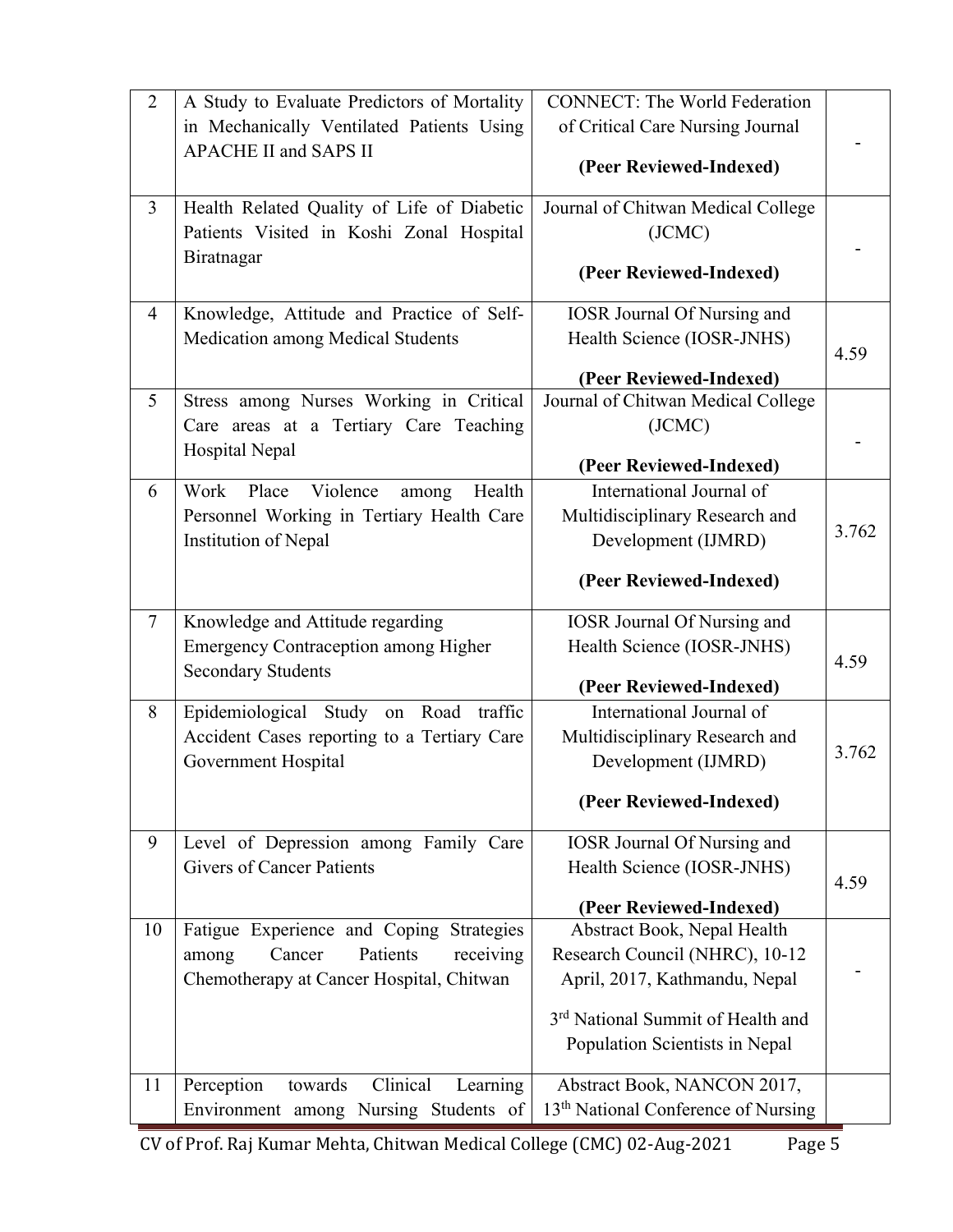| | | | |
|---|---|---|---|
| 2 | A Study to Evaluate Predictors of Mortality in Mechanically Ventilated Patients Using APACHE II and SAPS II | CONNECT: The World Federation of Critical Care Nursing Journal<br><br>**(Peer Reviewed-Indexed)** | - |
| 3 | Health Related Quality of Life of Diabetic Patients Visited in Koshi Zonal Hospital Biratnagar | Journal of Chitwan Medical College (JCMC)<br><br>**(Peer Reviewed-Indexed)** | - |
| 4 | Knowledge, Attitude and Practice of Self-Medication among Medical Students | IOSR Journal Of Nursing and Health Science (IOSR-JNHS)<br><br>**(Peer Reviewed-Indexed)** | 4.59 |
| 5 | Stress among Nurses Working in Critical Care areas at a Tertiary Care Teaching Hospital Nepal | Journal of Chitwan Medical College (JCMC)<br><br>**(Peer Reviewed-Indexed)** | - |
| 6 | Work Place Violence among Health Personnel Working in Tertiary Health Care Institution of Nepal | International Journal of Multidisciplinary Research and Development (IJMRD)<br><br>**(Peer Reviewed-Indexed)** | 3.762 |
| 7 | Knowledge and Attitude regarding Emergency Contraception among Higher Secondary Students | IOSR Journal Of Nursing and Health Science (IOSR-JNHS)<br><br>**(Peer Reviewed-Indexed)** | 4.59 |
| 8 | Epidemiological Study on Road traffic Accident Cases reporting to a Tertiary Care Government Hospital | International Journal of Multidisciplinary Research and Development (IJMRD)<br><br>**(Peer Reviewed-Indexed)** | 3.762 |
| 9 | Level of Depression among Family Care Givers of Cancer Patients | IOSR Journal Of Nursing and Health Science (IOSR-JNHS)<br><br>**(Peer Reviewed-Indexed)** | 4.59 |
| 10 | Fatigue Experience and Coping Strategies among Cancer Patients receiving Chemotherapy at Cancer Hospital, Chitwan | Abstract Book, Nepal Health Research Council (NHRC), 10-12 April, 2017, Kathmandu, Nepal<br><br>3rd National Summit of Health and Population Scientists in Nepal | - |
| 11 | Perception towards Clinical Learning Environment among Nursing Students of | Abstract Book, NANCON 2017, 13th National Conference of Nursing | |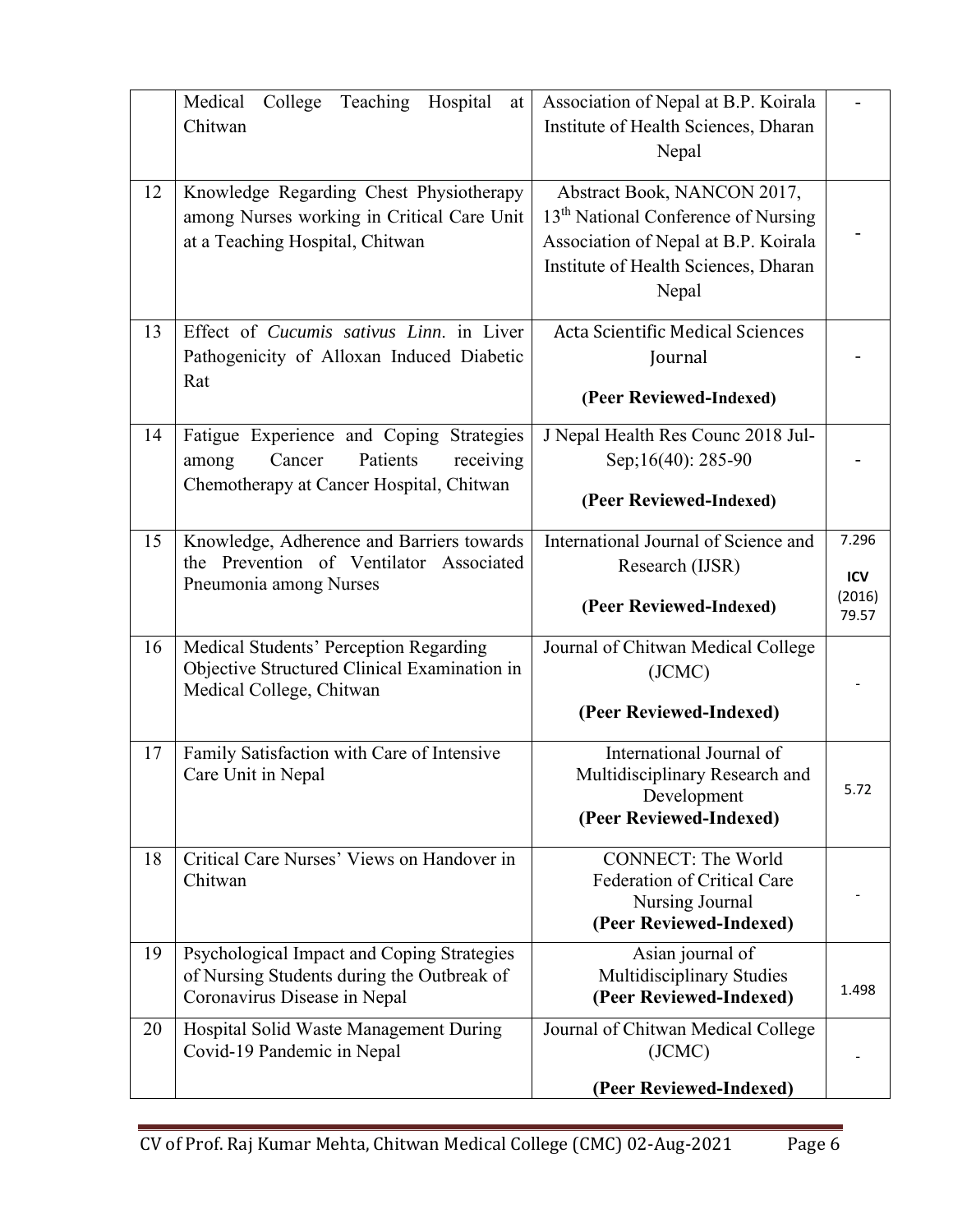|  |  |  |  |
|---|---|---|---|
|  | Medical College Teaching Hospital at Chitwan | Association of Nepal at B.P. Koirala Institute of Health Sciences, Dharan Nepal | - |
| 12 | Knowledge Regarding Chest Physiotherapy among Nurses working in Critical Care Unit at a Teaching Hospital, Chitwan | Abstract Book, NANCON 2017, 13th National Conference of Nursing Association of Nepal at B.P. Koirala Institute of Health Sciences, Dharan Nepal | - |
| 13 | Effect of *Cucumis sativus Linn.* in Liver Pathogenicity of Alloxan Induced Diabetic Rat | Acta Scientific Medical Sciences Journal **(Peer Reviewed-Indexed)** | - |
| 14 | Fatigue Experience and Coping Strategies among Cancer Patients receiving Chemotherapy at Cancer Hospital, Chitwan | J Nepal Health Res Counc 2018 Jul-Sep;16(40): 285-90 **(Peer Reviewed-Indexed)** | - |
| 15 | Knowledge, Adherence and Barriers towards the Prevention of Ventilator Associated Pneumonia among Nurses | International Journal of Science and Research (IJSR) **(Peer Reviewed-Indexed)** | 7.296 **ICV** (2016) 79.57 |
| 16 | Medical Students' Perception Regarding Objective Structured Clinical Examination in Medical College, Chitwan | Journal of Chitwan Medical College (JCMC) **(Peer Reviewed-Indexed)** | - |
| 17 | Family Satisfaction with Care of Intensive Care Unit in Nepal | International Journal of Multidisciplinary Research and Development **(Peer Reviewed-Indexed)** | 5.72 |
| 18 | Critical Care Nurses' Views on Handover in Chitwan | CONNECT: The World Federation of Critical Care Nursing Journal **(Peer Reviewed-Indexed)** | - |
| 19 | Psychological Impact and Coping Strategies of Nursing Students during the Outbreak of Coronavirus Disease in Nepal | Asian journal of Multidisciplinary Studies **(Peer Reviewed-Indexed)** | 1.498 |
| 20 | Hospital Solid Waste Management During Covid-19 Pandemic in Nepal | Journal of Chitwan Medical College (JCMC) **(Peer Reviewed-Indexed)** | - |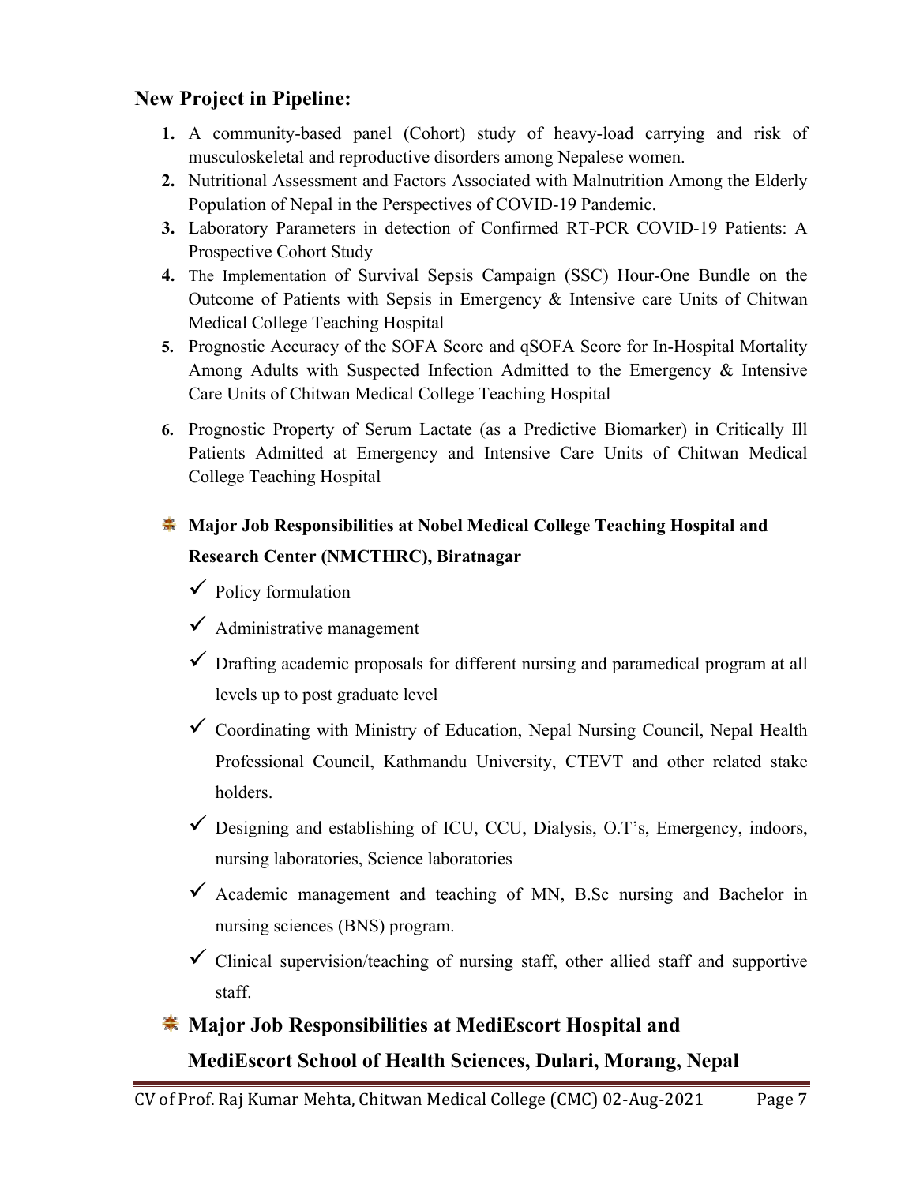## New Project in Pipeline:

1. A community-based panel (Cohort) study of heavy-load carrying and risk of musculoskeletal and reproductive disorders among Nepalese women.
2. Nutritional Assessment and Factors Associated with Malnutrition Among the Elderly Population of Nepal in the Perspectives of COVID-19 Pandemic.
3. Laboratory Parameters in detection of Confirmed RT-PCR COVID-19 Patients: A Prospective Cohort Study
4. The Implementation of Survival Sepsis Campaign (SSC) Hour-One Bundle on the Outcome of Patients with Sepsis in Emergency & Intensive care Units of Chitwan Medical College Teaching Hospital
5. Prognostic Accuracy of the SOFA Score and qSOFA Score for In-Hospital Mortality Among Adults with Suspected Infection Admitted to the Emergency & Intensive Care Units of Chitwan Medical College Teaching Hospital
6. Prognostic Property of Serum Lactate (as a Predictive Biomarker) in Critically Ill Patients Admitted at Emergency and Intensive Care Units of Chitwan Medical College Teaching Hospital

### Major Job Responsibilities at Nobel Medical College Teaching Hospital and Research Center (NMCTHRC), Biratnagar

- ✓ Policy formulation
- ✓ Administrative management
- ✓ Drafting academic proposals for different nursing and paramedical program at all levels up to post graduate level
- ✓ Coordinating with Ministry of Education, Nepal Nursing Council, Nepal Health Professional Council, Kathmandu University, CTEVT and other related stake holders.
- ✓ Designing and establishing of ICU, CCU, Dialysis, O.T's, Emergency, indoors, nursing laboratories, Science laboratories
- ✓ Academic management and teaching of MN, B.Sc nursing and Bachelor in nursing sciences (BNS) program.
- ✓ Clinical supervision/teaching of nursing staff, other allied staff and supportive staff.

### Major Job Responsibilities at MediEscort Hospital and MediEscort School of Health Sciences, Dulari, Morang, Nepal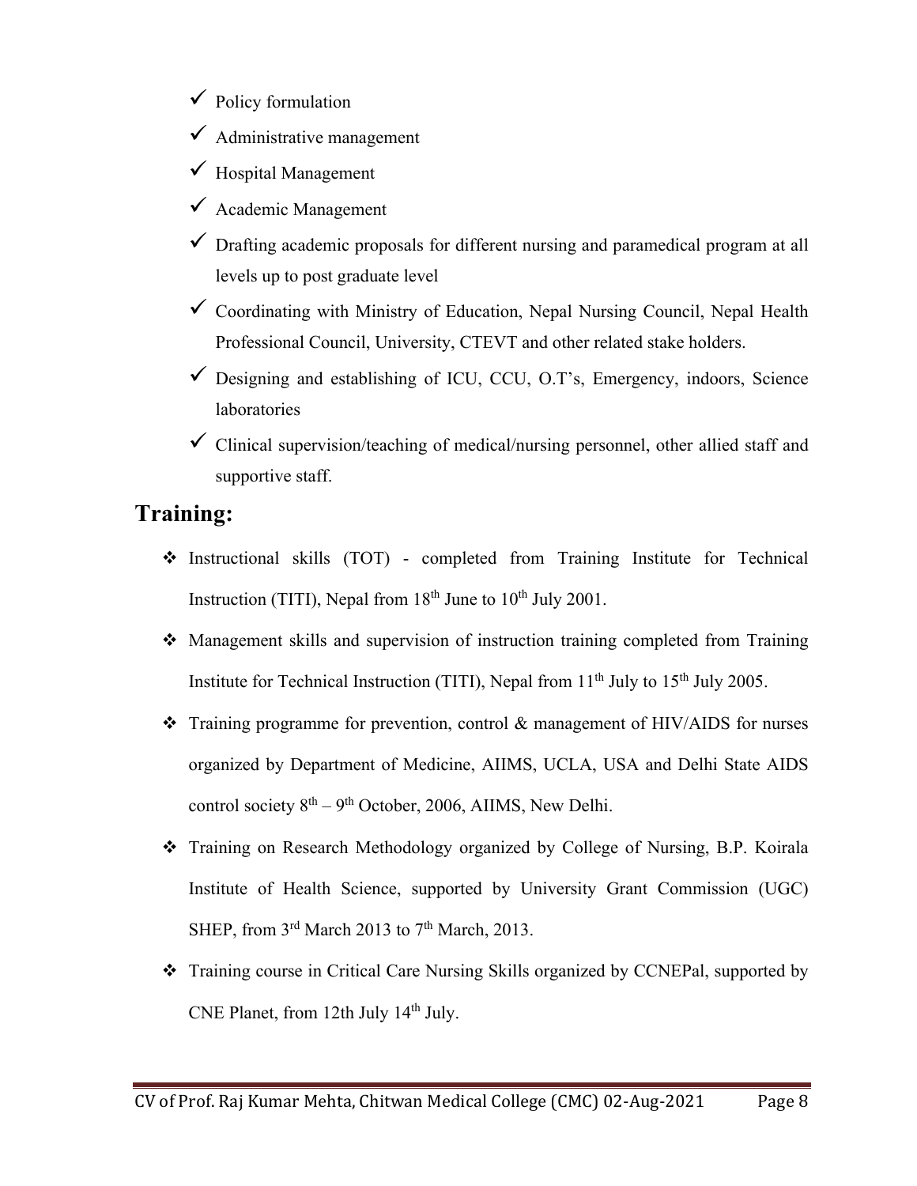- ✓ Policy formulation
- ✓ Administrative management
- ✓ Hospital Management
- ✓ Academic Management
- ✓ Drafting academic proposals for different nursing and paramedical program at all levels up to post graduate level
- ✓ Coordinating with Ministry of Education, Nepal Nursing Council, Nepal Health Professional Council, University, CTEVT and other related stake holders.
- ✓ Designing and establishing of ICU, CCU, O.T's, Emergency, indoors, Science laboratories
- ✓ Clinical supervision/teaching of medical/nursing personnel, other allied staff and supportive staff.

## Training:

- ❖ Instructional skills (TOT) - completed from Training Institute for Technical Instruction (TITI), Nepal from 18th June to 10th July 2001.
- ❖ Management skills and supervision of instruction training completed from Training Institute for Technical Instruction (TITI), Nepal from 11th July to 15th July 2005.
- ❖ Training programme for prevention, control & management of HIV/AIDS for nurses organized by Department of Medicine, AIIMS, UCLA, USA and Delhi State AIDS control society 8th – 9th October, 2006, AIIMS, New Delhi.
- ❖ Training on Research Methodology organized by College of Nursing, B.P. Koirala Institute of Health Science, supported by University Grant Commission (UGC) SHEP, from 3rd March 2013 to 7th March, 2013.
- ❖ Training course in Critical Care Nursing Skills organized by CCNEPal, supported by CNE Planet, from 12th July 14th July.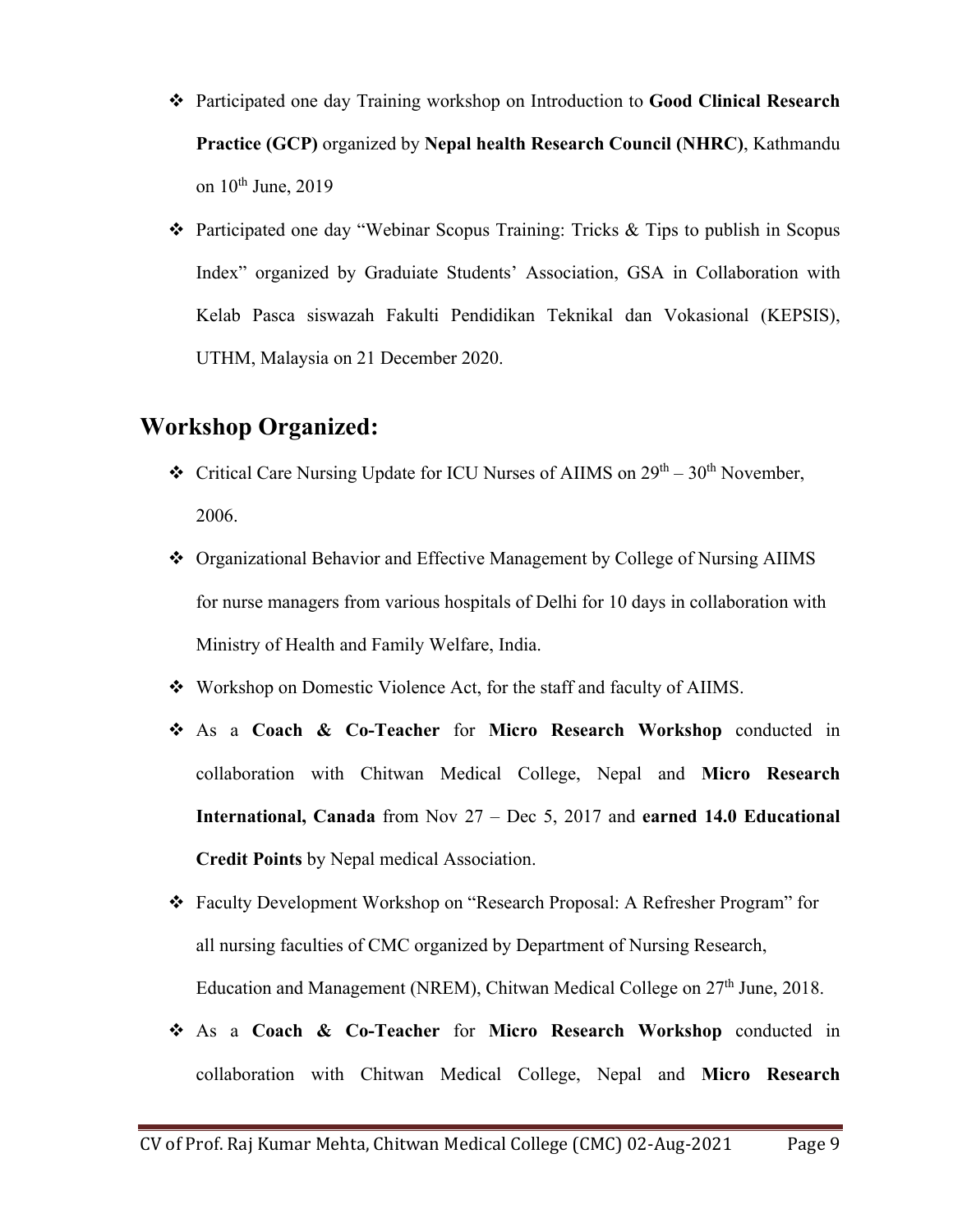- Participated one day Training workshop on Introduction to **Good Clinical Research Practice (GCP)** organized by **Nepal health Research Council (NHRC)**, Kathmandu on 10$^{th}$ June, 2019
- Participated one day "Webinar Scopus Training: Tricks & Tips to publish in Scopus Index" organized by Graduate Students' Association, GSA in Collaboration with Kelab Pasca siswazah Fakulti Pendidikan Teknikal dan Vokasional (KEPSIS), UTHM, Malaysia on 21 December 2020.

## Workshop Organized:

- Critical Care Nursing Update for ICU Nurses of AIIMS on 29$^{th}$ – 30$^{th}$ November, 2006.
- Organizational Behavior and Effective Management by College of Nursing AIIMS for nurse managers from various hospitals of Delhi for 10 days in collaboration with Ministry of Health and Family Welfare, India.
- Workshop on Domestic Violence Act, for the staff and faculty of AIIMS.
- As a **Coach & Co-Teacher** for **Micro Research Workshop** conducted in collaboration with Chitwan Medical College, Nepal and **Micro Research International, Canada** from Nov 27 – Dec 5, 2017 and **earned 14.0 Educational Credit Points** by Nepal medical Association.
- Faculty Development Workshop on "Research Proposal: A Refresher Program" for all nursing faculties of CMC organized by Department of Nursing Research, Education and Management (NREM), Chitwan Medical College on 27$^{th}$ June, 2018.
- As a **Coach & Co-Teacher** for **Micro Research Workshop** conducted in collaboration with Chitwan Medical College, Nepal and **Micro Research**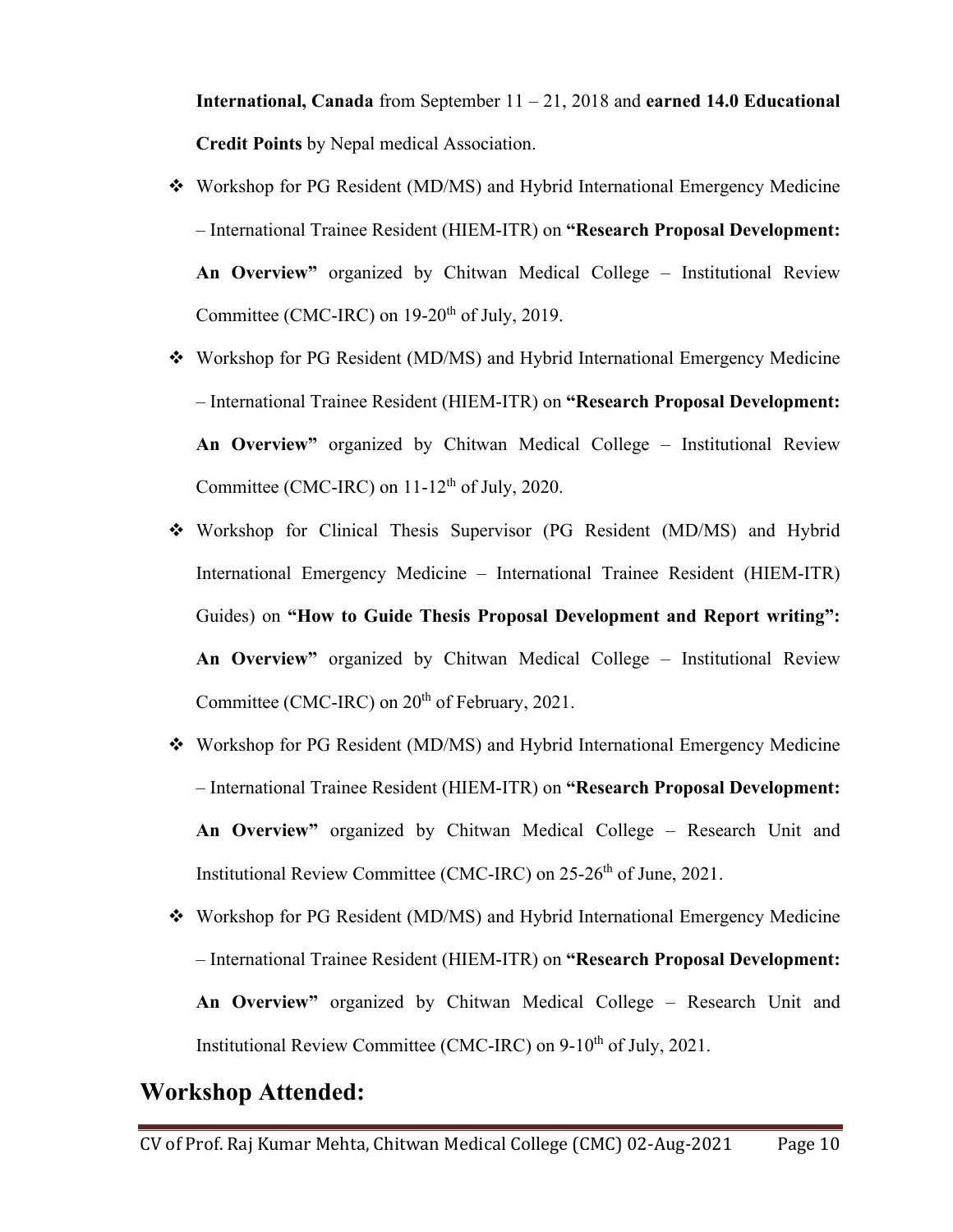**International, Canada** from September 11 – 21, 2018 and **earned 14.0 Educational Credit Points** by Nepal medical Association.

- Workshop for PG Resident (MD/MS) and Hybrid International Emergency Medicine – International Trainee Resident (HIEM-ITR) on **"Research Proposal Development: An Overview"** organized by Chitwan Medical College – Institutional Review Committee (CMC-IRC) on 19-20th of July, 2019.
- Workshop for PG Resident (MD/MS) and Hybrid International Emergency Medicine – International Trainee Resident (HIEM-ITR) on **"Research Proposal Development: An Overview"** organized by Chitwan Medical College – Institutional Review Committee (CMC-IRC) on 11-12th of July, 2020.
- Workshop for Clinical Thesis Supervisor (PG Resident (MD/MS) and Hybrid International Emergency Medicine – International Trainee Resident (HIEM-ITR) Guides) on **"How to Guide Thesis Proposal Development and Report writing": An Overview"** organized by Chitwan Medical College – Institutional Review Committee (CMC-IRC) on 20th of February, 2021.
- Workshop for PG Resident (MD/MS) and Hybrid International Emergency Medicine – International Trainee Resident (HIEM-ITR) on **"Research Proposal Development: An Overview"** organized by Chitwan Medical College – Research Unit and Institutional Review Committee (CMC-IRC) on 25-26th of June, 2021.
- Workshop for PG Resident (MD/MS) and Hybrid International Emergency Medicine – International Trainee Resident (HIEM-ITR) on **"Research Proposal Development: An Overview"** organized by Chitwan Medical College – Research Unit and Institutional Review Committee (CMC-IRC) on 9-10th of July, 2021.

## Workshop Attended: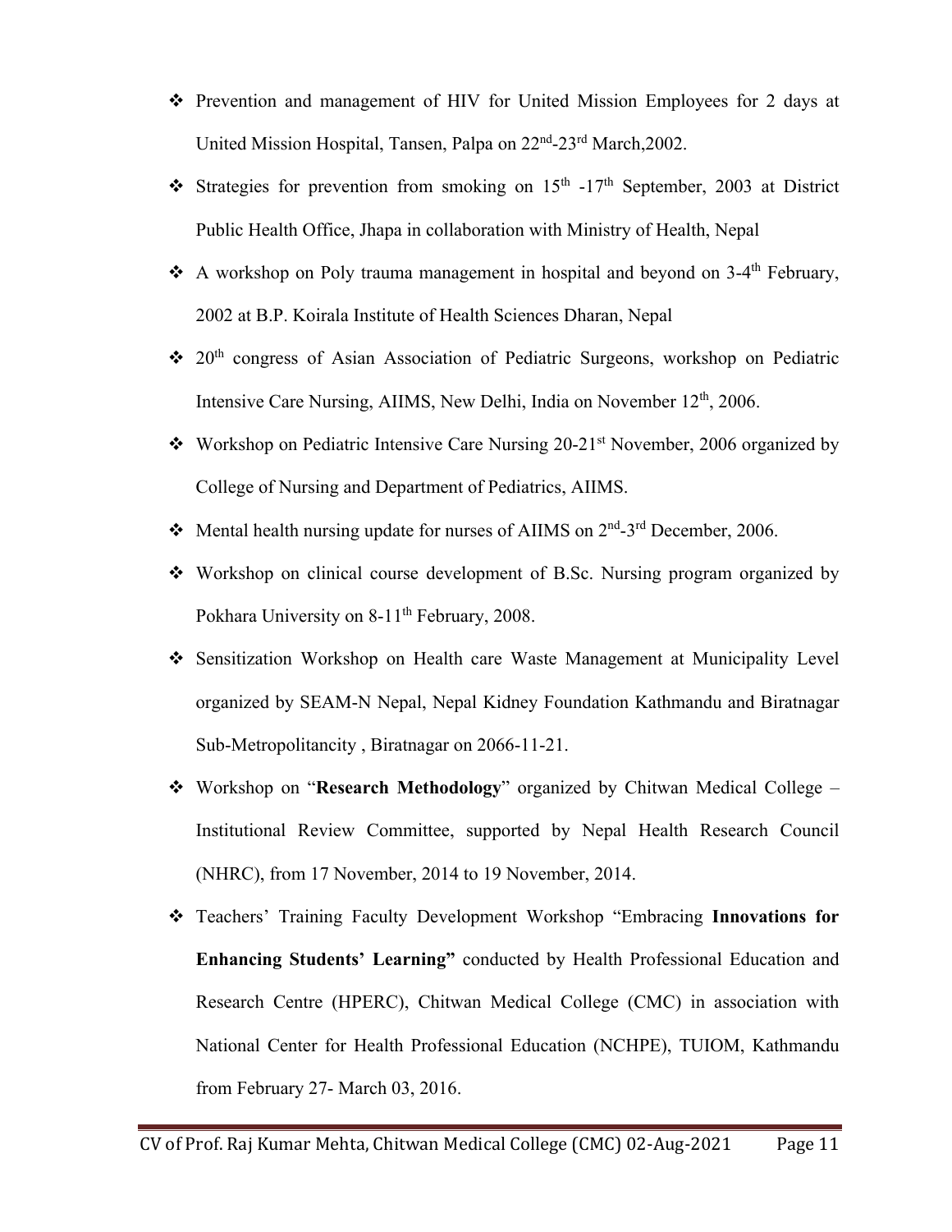- Prevention and management of HIV for United Mission Employees for 2 days at United Mission Hospital, Tansen, Palpa on 22nd-23rd March,2002.
- Strategies for prevention from smoking on 15th -17th September, 2003 at District Public Health Office, Jhapa in collaboration with Ministry of Health, Nepal
- A workshop on Poly trauma management in hospital and beyond on 3-4th February, 2002 at B.P. Koirala Institute of Health Sciences Dharan, Nepal
- 20th congress of Asian Association of Pediatric Surgeons, workshop on Pediatric Intensive Care Nursing, AIIMS, New Delhi, India on November 12th, 2006.
- Workshop on Pediatric Intensive Care Nursing 20-21st November, 2006 organized by College of Nursing and Department of Pediatrics, AIIMS.
- Mental health nursing update for nurses of AIIMS on 2nd-3rd December, 2006.
- Workshop on clinical course development of B.Sc. Nursing program organized by Pokhara University on 8-11th February, 2008.
- Sensitization Workshop on Health care Waste Management at Municipality Level organized by SEAM-N Nepal, Nepal Kidney Foundation Kathmandu and Biratnagar Sub-Metropolitancity , Biratnagar on 2066-11-21.
- Workshop on "**Research Methodology**" organized by Chitwan Medical College – Institutional Review Committee, supported by Nepal Health Research Council (NHRC), from 17 November, 2014 to 19 November, 2014.
- Teachers' Training Faculty Development Workshop "Embracing **Innovations for Enhancing Students' Learning"** conducted by Health Professional Education and Research Centre (HPERC), Chitwan Medical College (CMC) in association with National Center for Health Professional Education (NCHPE), TUIOM, Kathmandu from February 27- March 03, 2016.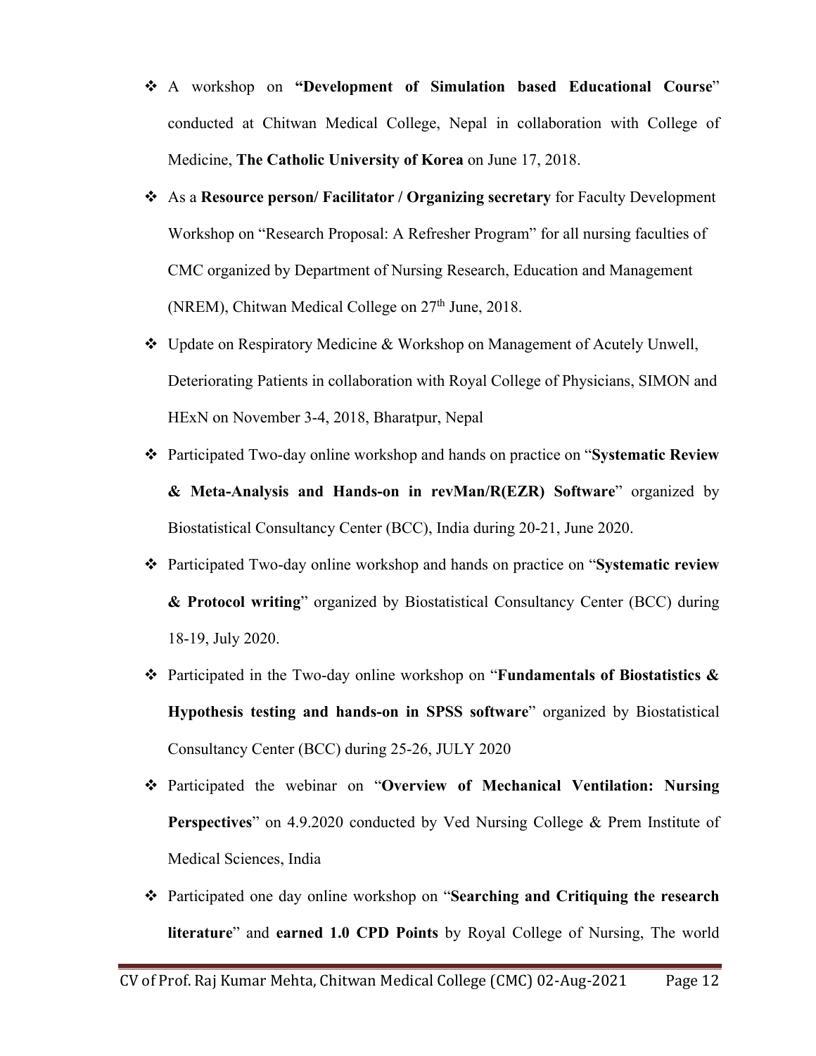- A workshop on **"Development of Simulation based Educational Course"** conducted at Chitwan Medical College, Nepal in collaboration with College of Medicine, **The Catholic University of Korea** on June 17, 2018.
- As a **Resource person/ Facilitator / Organizing secretary** for Faculty Development Workshop on "Research Proposal: A Refresher Program" for all nursing faculties of CMC organized by Department of Nursing Research, Education and Management (NREM), Chitwan Medical College on 27th June, 2018.
- Update on Respiratory Medicine & Workshop on Management of Acutely Unwell, Deteriorating Patients in collaboration with Royal College of Physicians, SIMON and HExN on November 3-4, 2018, Bharatpur, Nepal
- Participated Two-day online workshop and hands on practice on "**Systematic Review & Meta-Analysis and Hands-on in revMan/R(EZR) Software**" organized by Biostatistical Consultancy Center (BCC), India during 20-21, June 2020.
- Participated Two-day online workshop and hands on practice on "**Systematic review & Protocol writing**" organized by Biostatistical Consultancy Center (BCC) during 18-19, July 2020.
- Participated in the Two-day online workshop on "**Fundamentals of Biostatistics & Hypothesis testing and hands-on in SPSS software**" organized by Biostatistical Consultancy Center (BCC) during 25-26, JULY 2020
- Participated the webinar on "**Overview of Mechanical Ventilation: Nursing Perspectives**" on 4.9.2020 conducted by Ved Nursing College & Prem Institute of Medical Sciences, India
- Participated one day online workshop on "**Searching and Critiquing the research literature**" and **earned 1.0 CPD Points** by Royal College of Nursing, The world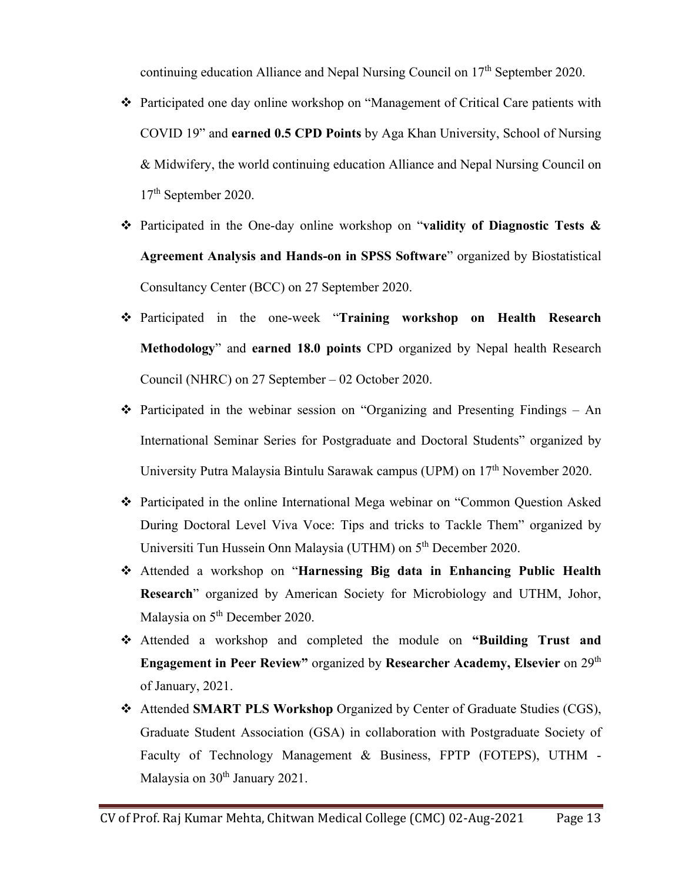continuing education Alliance and Nepal Nursing Council on 17th September 2020.

- Participated one day online workshop on "Management of Critical Care patients with COVID 19" and **earned 0.5 CPD Points** by Aga Khan University, School of Nursing & Midwifery, the world continuing education Alliance and Nepal Nursing Council on 17th September 2020.
- Participated in the One-day online workshop on "**validity of Diagnostic Tests & Agreement Analysis and Hands-on in SPSS Software**" organized by Biostatistical Consultancy Center (BCC) on 27 September 2020.
- Participated in the one-week "**Training workshop on Health Research Methodology**" and **earned 18.0 points** CPD organized by Nepal health Research Council (NHRC) on 27 September – 02 October 2020.
- Participated in the webinar session on "Organizing and Presenting Findings – An International Seminar Series for Postgraduate and Doctoral Students" organized by University Putra Malaysia Bintulu Sarawak campus (UPM) on 17th November 2020.
- Participated in the online International Mega webinar on "Common Question Asked During Doctoral Level Viva Voce: Tips and tricks to Tackle Them" organized by Universiti Tun Hussein Onn Malaysia (UTHM) on 5th December 2020.
- Attended a workshop on "**Harnessing Big data in Enhancing Public Health Research**" organized by American Society for Microbiology and UTHM, Johor, Malaysia on 5th December 2020.
- Attended a workshop and completed the module on **"Building Trust and Engagement in Peer Review"** organized by **Researcher Academy, Elsevier** on 29th of January, 2021.
- Attended **SMART PLS Workshop** Organized by Center of Graduate Studies (CGS), Graduate Student Association (GSA) in collaboration with Postgraduate Society of Faculty of Technology Management & Business, FPTP (FOTEPS), UTHM - Malaysia on 30th January 2021.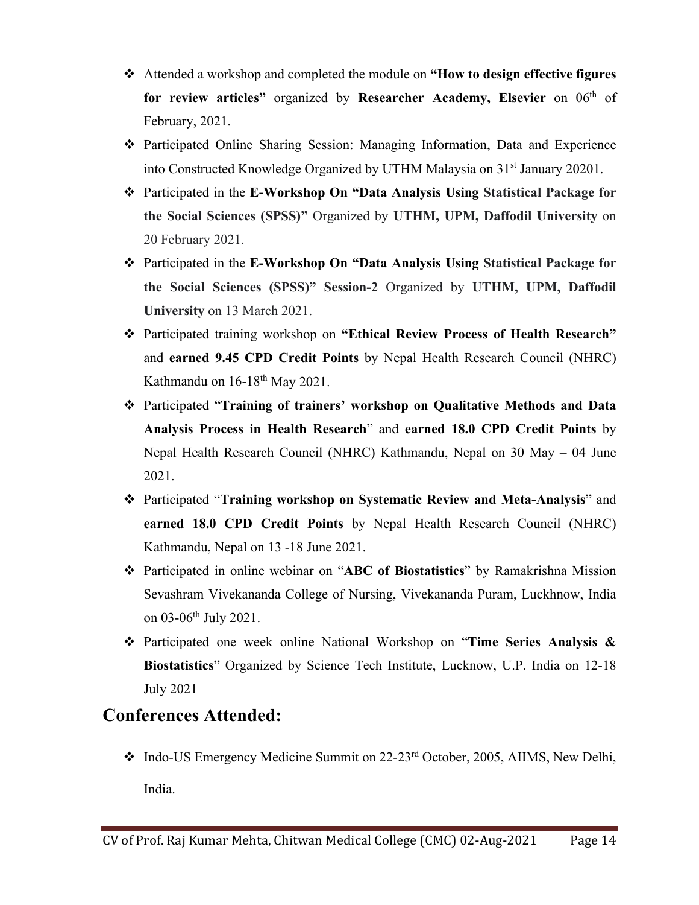- Attended a workshop and completed the module on **"How to design effective figures for review articles"** organized by **Researcher Academy, Elsevier** on 06th of February, 2021.
- Participated Online Sharing Session: Managing Information, Data and Experience into Constructed Knowledge Organized by UTHM Malaysia on 31st January 20201.
- Participated in the **E-Workshop On "Data Analysis Using Statistical Package for the Social Sciences (SPSS)"** Organized by **UTHM, UPM, Daffodil University** on 20 February 2021.
- Participated in the **E-Workshop On "Data Analysis Using Statistical Package for the Social Sciences (SPSS)" Session-2** Organized by **UTHM, UPM, Daffodil University** on 13 March 2021.
- Participated training workshop on **"Ethical Review Process of Health Research"** and **earned 9.45 CPD Credit Points** by Nepal Health Research Council (NHRC) Kathmandu on 16-18th May 2021.
- Participated "**Training of trainers' workshop on Qualitative Methods and Data Analysis Process in Health Research**" and **earned 18.0 CPD Credit Points** by Nepal Health Research Council (NHRC) Kathmandu, Nepal on 30 May – 04 June 2021.
- Participated "**Training workshop on Systematic Review and Meta-Analysis**" and **earned 18.0 CPD Credit Points** by Nepal Health Research Council (NHRC) Kathmandu, Nepal on 13 -18 June 2021.
- Participated in online webinar on "**ABC of Biostatistics**" by Ramakrishna Mission Sevashram Vivekananda College of Nursing, Vivekananda Puram, Luckhnow, India on 03-06th July 2021.
- Participated one week online National Workshop on "**Time Series Analysis & Biostatistics**" Organized by Science Tech Institute, Lucknow, U.P. India on 12-18 July 2021

## Conferences Attended:

- Indo-US Emergency Medicine Summit on 22-23rd October, 2005, AIIMS, New Delhi, India.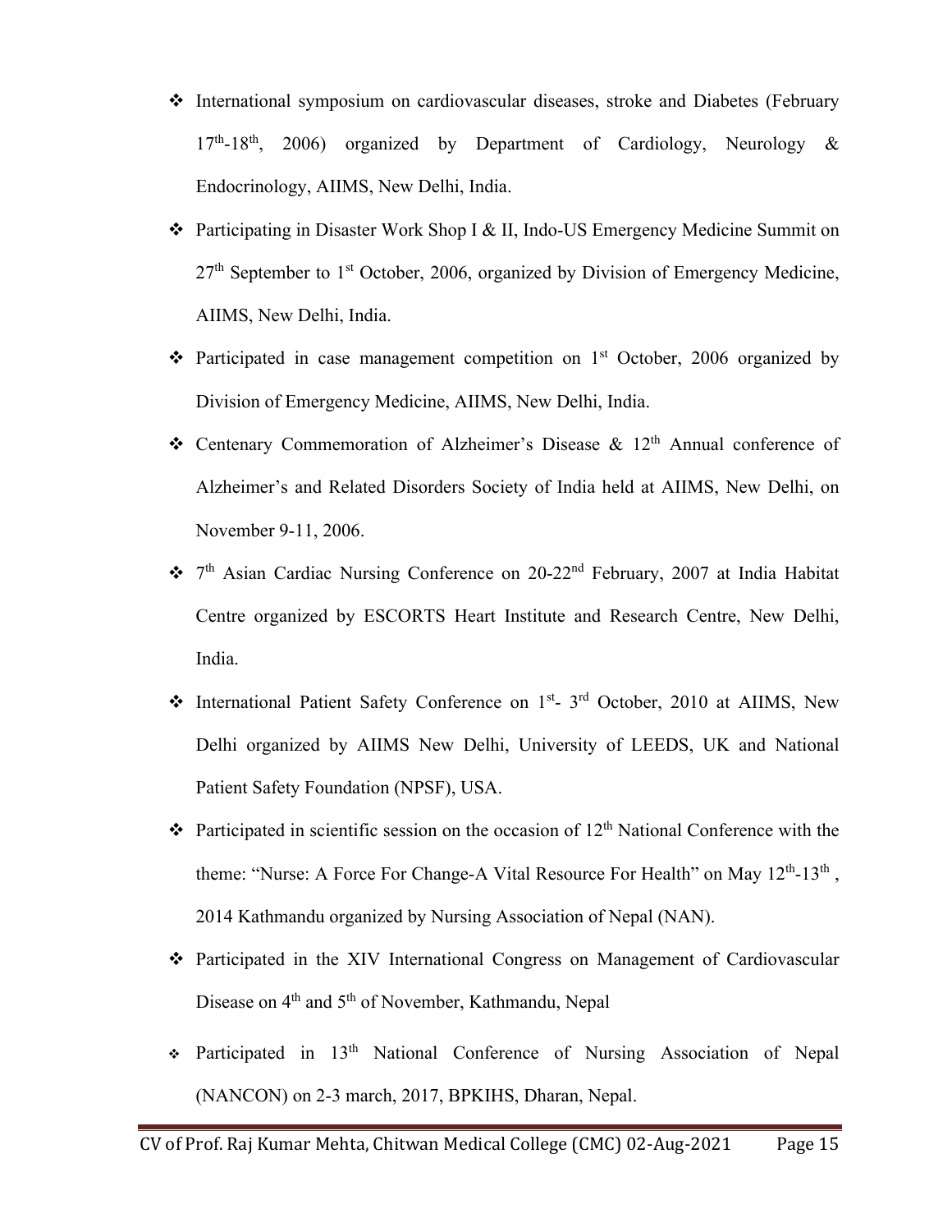- International symposium on cardiovascular diseases, stroke and Diabetes (February $17^{th}$-$18^{th}$, 2006) organized by Department of Cardiology, Neurology & Endocrinology, AIIMS, New Delhi, India.
- Participating in Disaster Work Shop I & II, Indo-US Emergency Medicine Summit on $27^{th}$ September to $1^{st}$ October, 2006, organized by Division of Emergency Medicine, AIIMS, New Delhi, India.
- Participated in case management competition on $1^{st}$ October, 2006 organized by Division of Emergency Medicine, AIIMS, New Delhi, India.
- Centenary Commemoration of Alzheimer's Disease & $12^{th}$ Annual conference of Alzheimer's and Related Disorders Society of India held at AIIMS, New Delhi, on November 9-11, 2006.
- $7^{th}$ Asian Cardiac Nursing Conference on 20-$22^{nd}$ February, 2007 at India Habitat Centre organized by ESCORTS Heart Institute and Research Centre, New Delhi, India.
- International Patient Safety Conference on $1^{st}$- $3^{rd}$ October, 2010 at AIIMS, New Delhi organized by AIIMS New Delhi, University of LEEDS, UK and National Patient Safety Foundation (NPSF), USA.
- Participated in scientific session on the occasion of $12^{th}$ National Conference with the theme: "Nurse: A Force For Change-A Vital Resource For Health" on May $12^{th}$-$13^{th}$, 2014 Kathmandu organized by Nursing Association of Nepal (NAN).
- Participated in the XIV International Congress on Management of Cardiovascular Disease on $4^{th}$ and $5^{th}$ of November, Kathmandu, Nepal
- Participated in $13^{th}$ National Conference of Nursing Association of Nepal (NANCON) on 2-3 march, 2017, BPKIHS, Dharan, Nepal.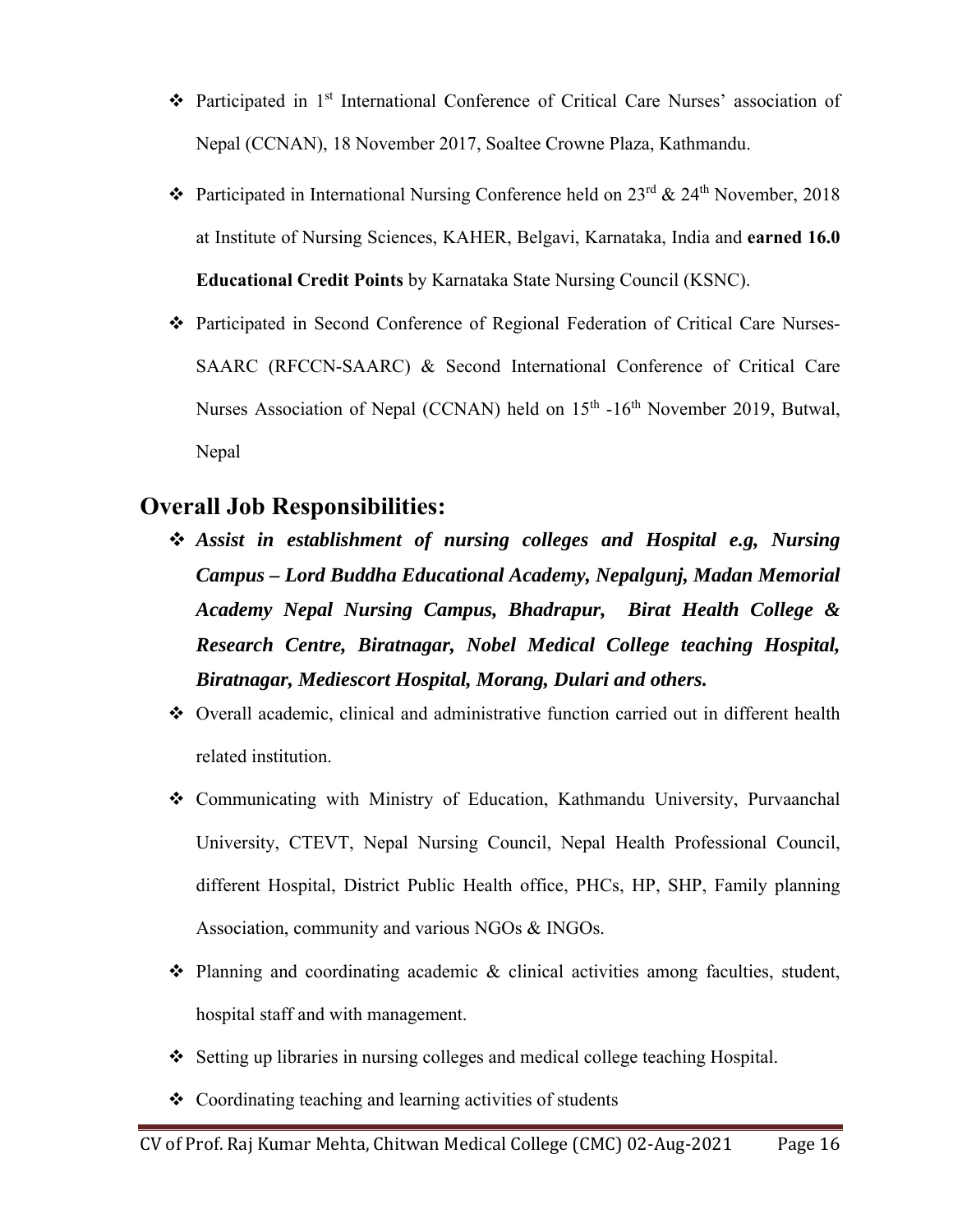- Participated in 1st International Conference of Critical Care Nurses' association of Nepal (CCNAN), 18 November 2017, Soaltee Crowne Plaza, Kathmandu.
- Participated in International Nursing Conference held on 23rd & 24th November, 2018 at Institute of Nursing Sciences, KAHER, Belgavi, Karnataka, India and **earned 16.0 Educational Credit Points** by Karnataka State Nursing Council (KSNC).
- Participated in Second Conference of Regional Federation of Critical Care Nurses-SAARC (RFCCN-SAARC) & Second International Conference of Critical Care Nurses Association of Nepal (CCNAN) held on 15th -16th November 2019, Butwal, Nepal

## Overall Job Responsibilities:

- ***Assist in establishment of nursing colleges and Hospital e.g, Nursing Campus – Lord Buddha Educational Academy, Nepalgunj, Madan Memorial Academy Nepal Nursing Campus, Bhadrapur, Birat Health College & Research Centre, Biratnagar, Nobel Medical College teaching Hospital, Biratnagar, Mediescort Hospital, Morang, Dulari and others.***
- Overall academic, clinical and administrative function carried out in different health related institution.
- Communicating with Ministry of Education, Kathmandu University, Purvaanchal University, CTEVT, Nepal Nursing Council, Nepal Health Professional Council, different Hospital, District Public Health office, PHCs, HP, SHP, Family planning Association, community and various NGOs & INGOs.
- Planning and coordinating academic & clinical activities among faculties, student, hospital staff and with management.
- Setting up libraries in nursing colleges and medical college teaching Hospital.
- Coordinating teaching and learning activities of students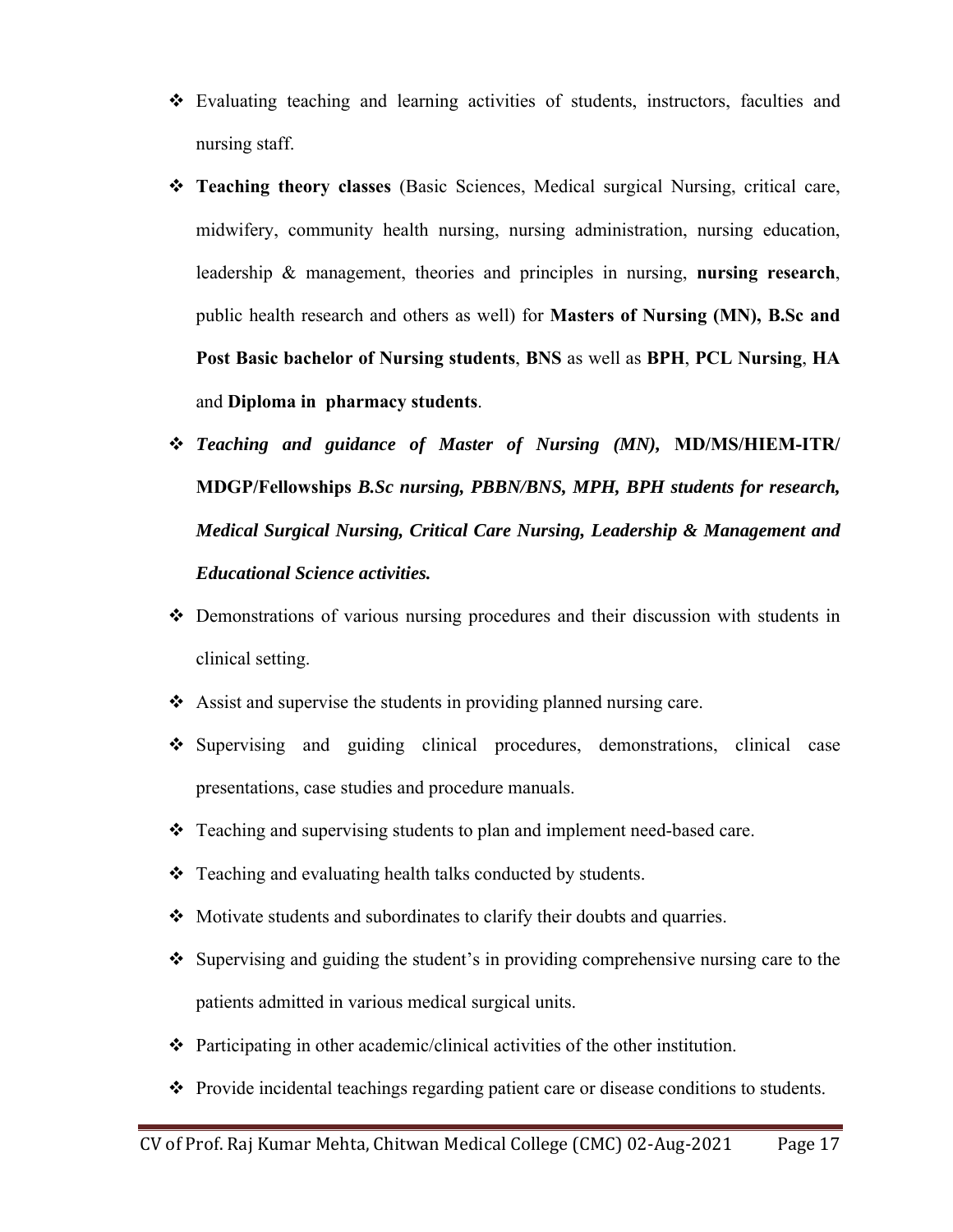- Evaluating teaching and learning activities of students, instructors, faculties and nursing staff.
- **Teaching theory classes** (Basic Sciences, Medical surgical Nursing, critical care, midwifery, community health nursing, nursing administration, nursing education, leadership & management, theories and principles in nursing, **nursing research**, public health research and others as well) for **Masters of Nursing (MN), B.Sc and Post Basic bachelor of Nursing students**, **BNS** as well as **BPH**, **PCL Nursing**, **HA** and **Diploma in pharmacy students**.
- ***Teaching and guidance of Master of Nursing (MN),*** **MD/MS/HIEM-ITR/ MDGP/Fellowships** ***B.Sc nursing, PBBN/BNS, MPH, BPH students for research, Medical Surgical Nursing, Critical Care Nursing, Leadership & Management and Educational Science activities.***
- Demonstrations of various nursing procedures and their discussion with students in clinical setting.
- Assist and supervise the students in providing planned nursing care.
- Supervising and guiding clinical procedures, demonstrations, clinical case presentations, case studies and procedure manuals.
- Teaching and supervising students to plan and implement need-based care.
- Teaching and evaluating health talks conducted by students.
- Motivate students and subordinates to clarify their doubts and quarries.
- Supervising and guiding the student's in providing comprehensive nursing care to the patients admitted in various medical surgical units.
- Participating in other academic/clinical activities of the other institution.
- Provide incidental teachings regarding patient care or disease conditions to students.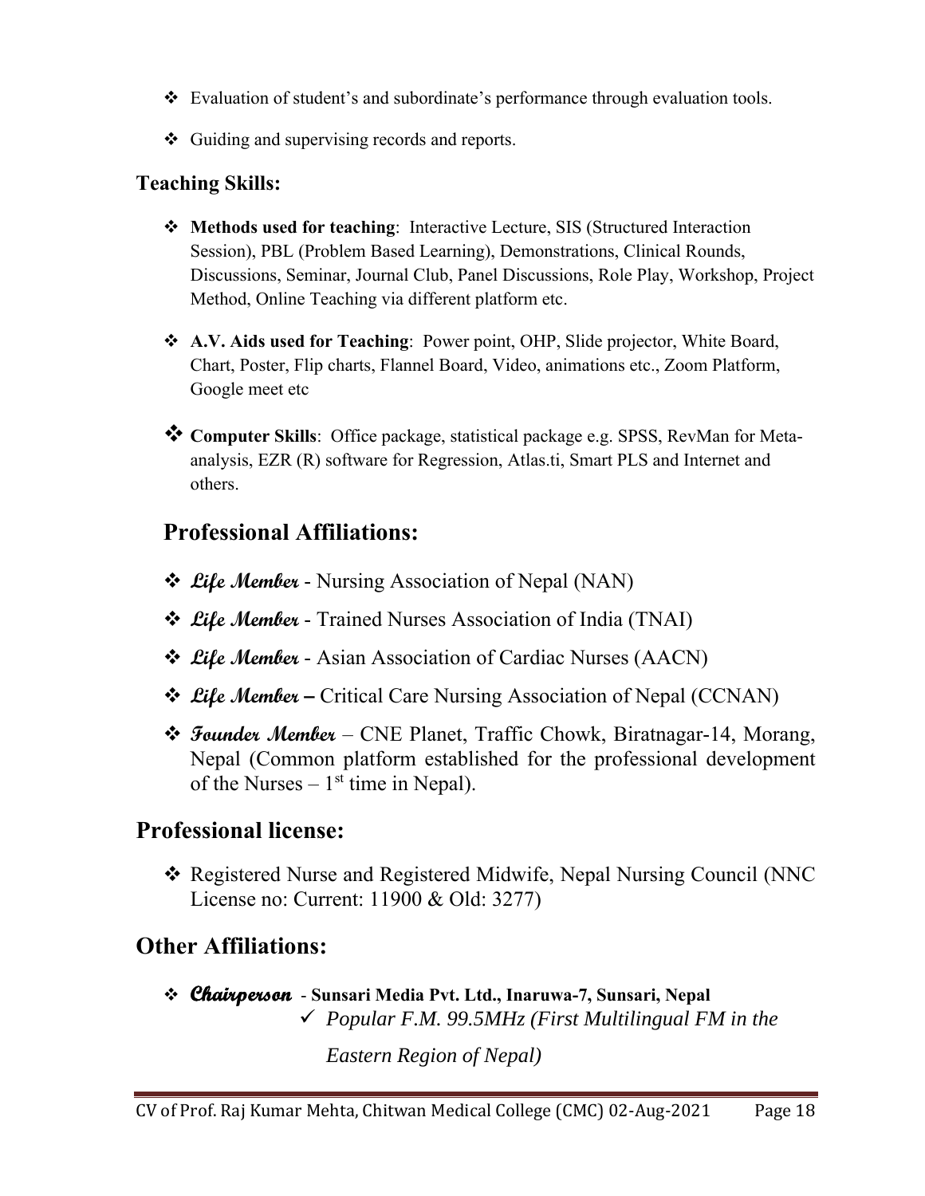- Evaluation of student's and subordinate's performance through evaluation tools.
- Guiding and supervising records and reports.

### Teaching Skills:

- **Methods used for teaching**: Interactive Lecture, SIS (Structured Interaction Session), PBL (Problem Based Learning), Demonstrations, Clinical Rounds, Discussions, Seminar, Journal Club, Panel Discussions, Role Play, Workshop, Project Method, Online Teaching via different platform etc.
- **A.V. Aids used for Teaching**: Power point, OHP, Slide projector, White Board, Chart, Poster, Flip charts, Flannel Board, Video, animations etc., Zoom Platform, Google meet etc
- **Computer Skills**: Office package, statistical package e.g. SPSS, RevMan for Meta-analysis, EZR (R) software for Regression, Atlas.ti, Smart PLS and Internet and others.

## Professional Affiliations:

- ***Life Member*** - Nursing Association of Nepal (NAN)
- ***Life Member*** - Trained Nurses Association of India (TNAI)
- ***Life Member*** - Asian Association of Cardiac Nurses (AACN)
- ***Life Member*** **–** Critical Care Nursing Association of Nepal (CCNAN)
- ***Founder Member*** – CNE Planet, Traffic Chowk, Biratnagar-14, Morang, Nepal (Common platform established for the professional development of the Nurses – 1st time in Nepal).

## Professional license:

- Registered Nurse and Registered Midwife, Nepal Nursing Council (NNC License no: Current: 11900 & Old: 3277)

## Other Affiliations:

- ***Chairperson*** - **Sunsari Media Pvt. Ltd., Inaruwa-7, Sunsari, Nepal**
  - ✓ *Popular F.M. 99.5MHz (First Multilingual FM in the Eastern Region of Nepal)*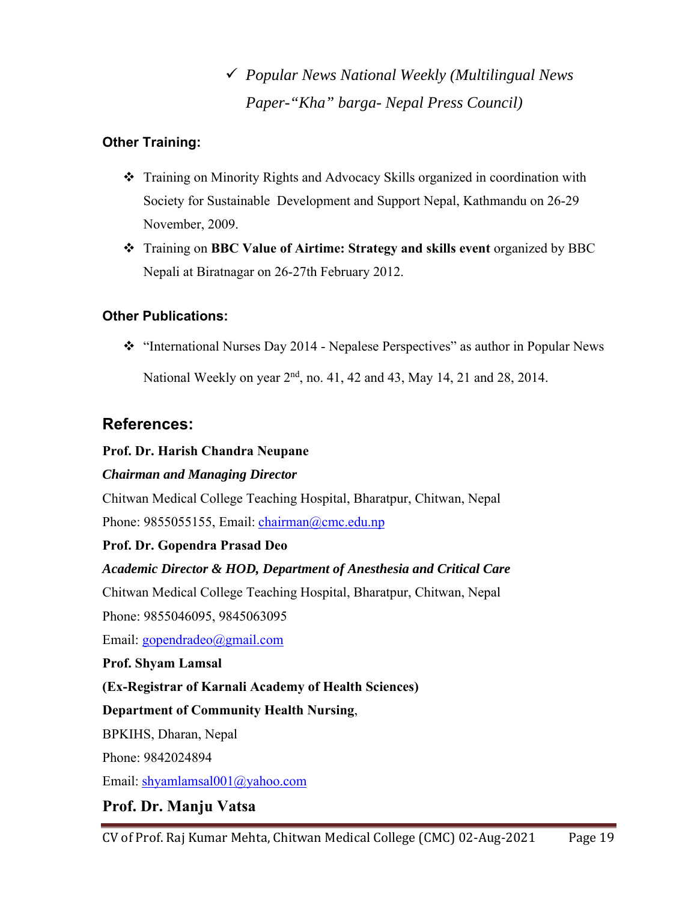- ✓ *Popular News National Weekly (Multilingual News Paper-"Kha" barga- Nepal Press Council)*

### Other Training:

- ❖ Training on Minority Rights and Advocacy Skills organized in coordination with Society for Sustainable Development and Support Nepal, Kathmandu on 26-29 November, 2009.
- ❖ Training on **BBC Value of Airtime: Strategy and skills event** organized by BBC Nepali at Biratnagar on 26-27th February 2012.

### Other Publications:

- ❖ "International Nurses Day 2014 - Nepalese Perspectives" as author in Popular News National Weekly on year 2nd, no. 41, 42 and 43, May 14, 21 and 28, 2014.

## References:

**Prof. Dr. Harish Chandra Neupane**
***Chairman and Managing Director***
Chitwan Medical College Teaching Hospital, Bharatpur, Chitwan, Nepal
Phone: 9855055155, Email: chairman@cmc.edu.np

**Prof. Dr. Gopendra Prasad Deo**
***Academic Director & HOD, Department of Anesthesia and Critical Care***
Chitwan Medical College Teaching Hospital, Bharatpur, Chitwan, Nepal
Phone: 9855046095, 9845063095
Email: gopendradeo@gmail.com

**Prof. Shyam Lamsal**
**(Ex-Registrar of Karnali Academy of Health Sciences)**
**Department of Community Health Nursing**,
BPKIHS, Dharan, Nepal
Phone: 9842024894
Email: shyamlamsal001@yahoo.com

**Prof. Dr. Manju Vatsa**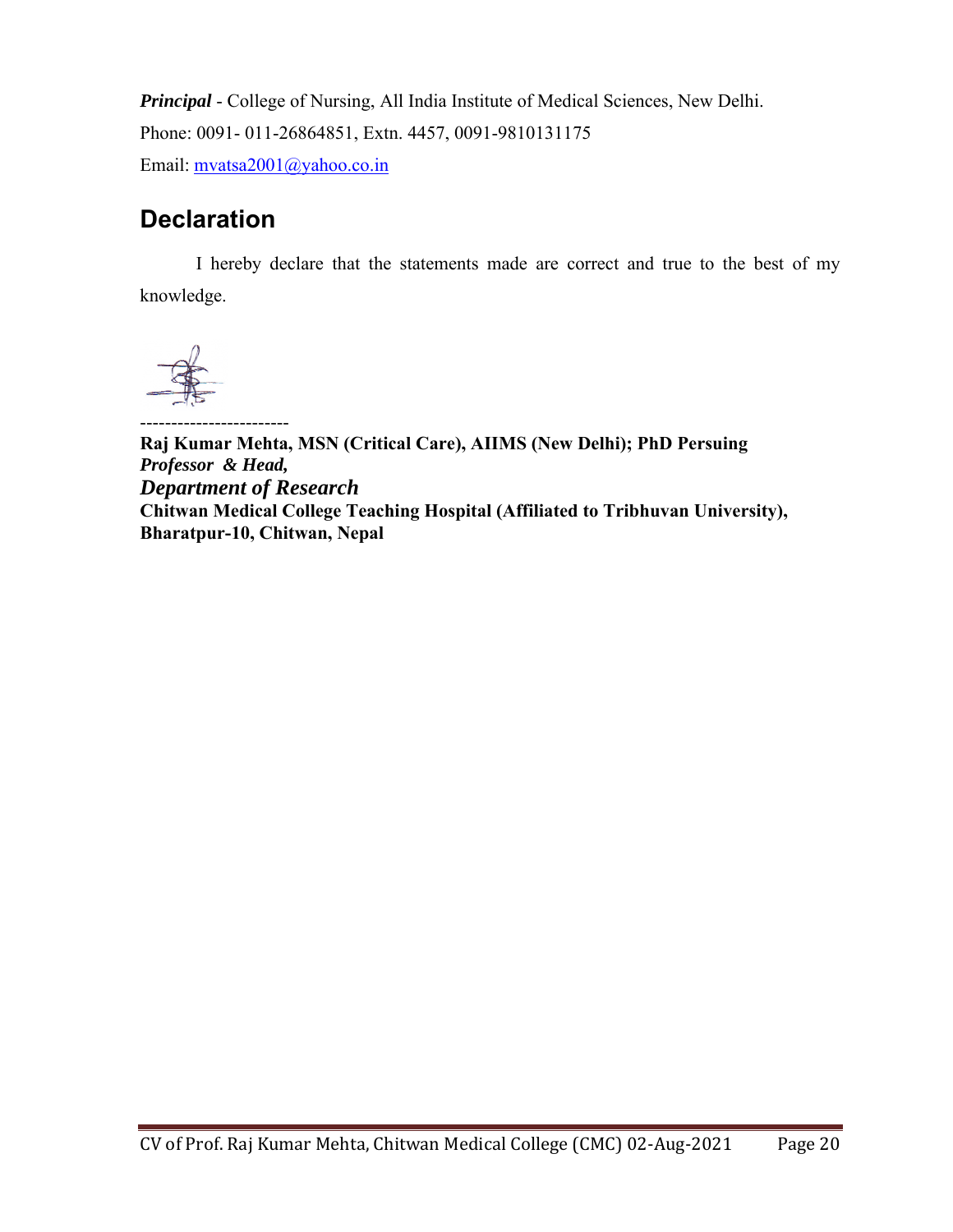***Principal*** - College of Nursing, All India Institute of Medical Sciences, New Delhi.
Phone: 0091- 011-26864851, Extn. 4457, 0091-9810131175
Email: mvatsa2001@yahoo.co.in

## Declaration

I hereby declare that the statements made are correct and true to the best of my knowledge.

------------------------

**Raj Kumar Mehta, MSN (Critical Care), AIIMS (New Delhi); PhD Persuing**
***Professor & Head,***
***Department of Research***
**Chitwan Medical College Teaching Hospital (Affiliated to Tribhuvan University), Bharatpur-10, Chitwan, Nepal**